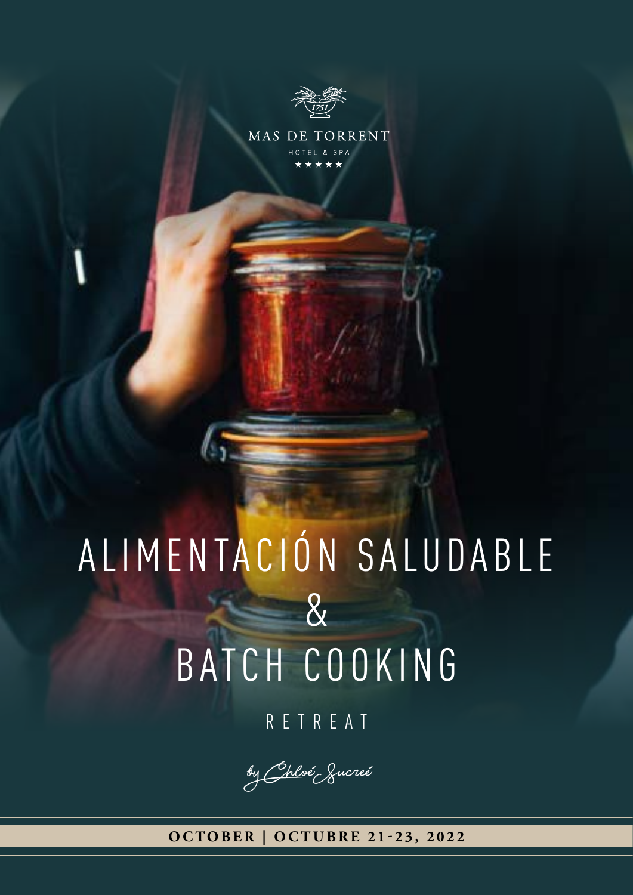MAS DE TORRENT

HOTEL & SPA

★★★★★

# ALIMENTACIÓN SALUDABLE & BATCH COOKING

RETREAT

*by Chloé Sucreé*

**OCTOBER | OCTUBRE 21-23, 2022**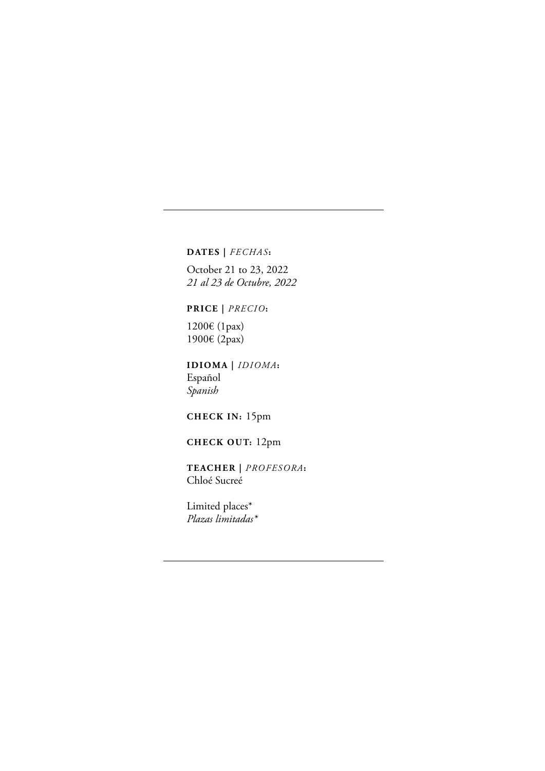---

**DATES |** ***FECHAS*****:**

October 21 to 23, 2022
*21 al 23 de Octubre, 2022*

**PRICE |** ***PRECIO*****:**

1200€ (1pax)
1900€ (2pax)

**IDIOMA |** ***IDIOMA*****:**
Español
*Spanish*

**CHECK IN:** 15pm

**CHECK OUT:** 12pm

**TEACHER |** ***PROFESORA*****:**
Chloé Sucreé

Limited places*
*Plazas limitadas**

---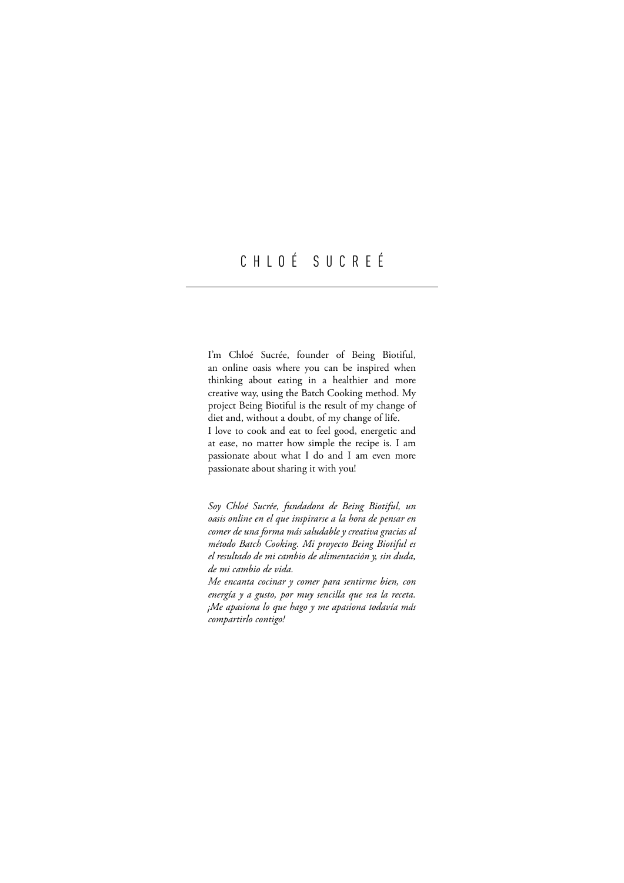# CHLOÉ SUCREÉ

I'm Chloé Sucrée, founder of Being Biotiful, an online oasis where you can be inspired when thinking about eating in a healthier and more creative way, using the Batch Cooking method. My project Being Biotiful is the result of my change of diet and, without a doubt, of my change of life.
I love to cook and eat to feel good, energetic and at ease, no matter how simple the recipe is. I am passionate about what I do and I am even more passionate about sharing it with you!

*Soy Chloé Sucrée, fundadora de Being Biotiful, un oasis online en el que inspirarse a la hora de pensar en comer de una forma más saludable y creativa gracias al método Batch Cooking. Mi proyecto Being Biotiful es el resultado de mi cambio de alimentación y, sin duda, de mi cambio de vida.*
*Me encanta cocinar y comer para sentirme bien, con energía y a gusto, por muy sencilla que sea la receta. ¡Me apasiona lo que hago y me apasiona todavía más compartirlo contigo!*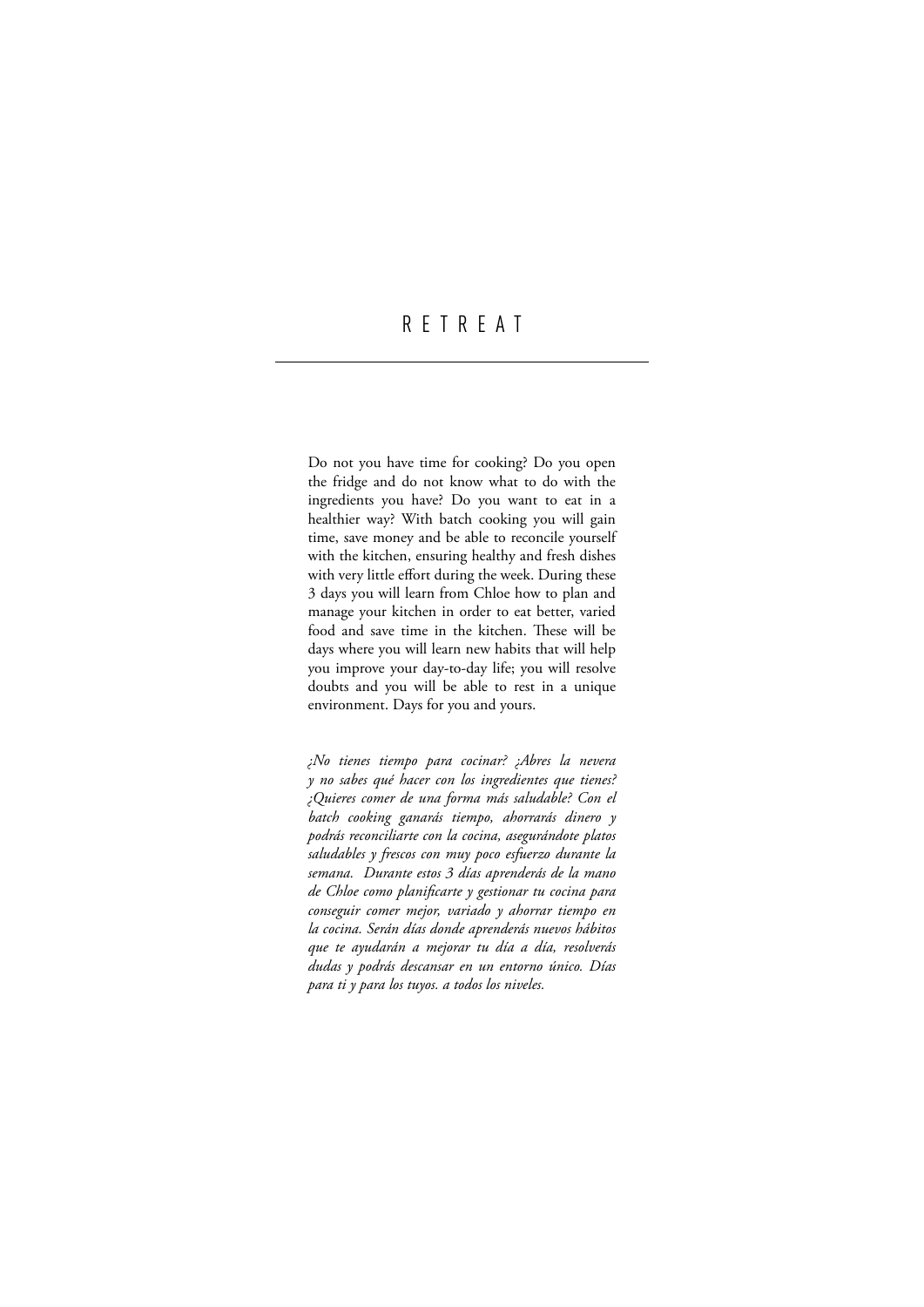# RETREAT

Do not you have time for cooking? Do you open the fridge and do not know what to do with the ingredients you have? Do you want to eat in a healthier way? With batch cooking you will gain time, save money and be able to reconcile yourself with the kitchen, ensuring healthy and fresh dishes with very little effort during the week. During these 3 days you will learn from Chloe how to plan and manage your kitchen in order to eat better, varied food and save time in the kitchen. These will be days where you will learn new habits that will help you improve your day-to-day life; you will resolve doubts and you will be able to rest in a unique environment. Days for you and yours.

*¿No tienes tiempo para cocinar? ¿Abres la nevera y no sabes qué hacer con los ingredientes que tienes? ¿Quieres comer de una forma más saludable? Con el batch cooking ganarás tiempo, ahorrarás dinero y podrás reconciliarte con la cocina, asegurándote platos saludables y frescos con muy poco esfuerzo durante la semana. Durante estos 3 días aprenderás de la mano de Chloe como planificarte y gestionar tu cocina para conseguir comer mejor, variado y ahorrar tiempo en la cocina. Serán días donde aprenderás nuevos hábitos que te ayudarán a mejorar tu día a día, resolverás dudas y podrás descansar en un entorno único. Días para ti y para los tuyos. a todos los niveles.*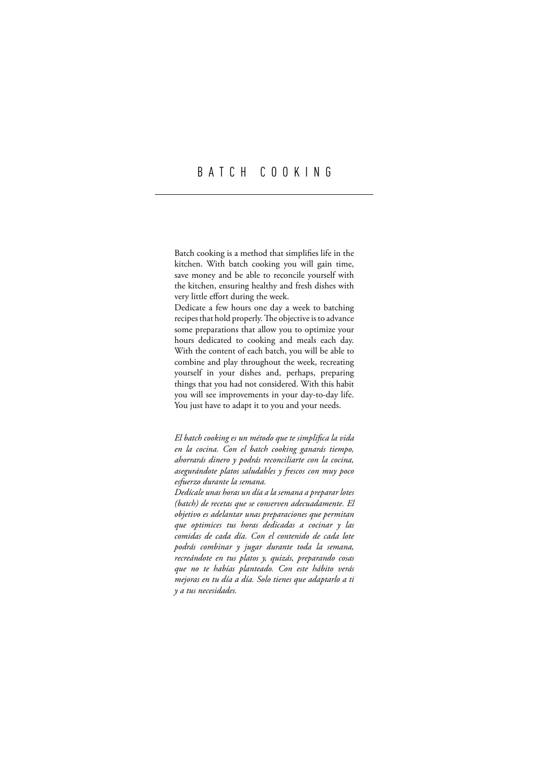# BATCH COOKING

Batch cooking is a method that simplifies life in the kitchen. With batch cooking you will gain time, save money and be able to reconcile yourself with the kitchen, ensuring healthy and fresh dishes with very little effort during the week.

Dedicate a few hours one day a week to batching recipes that hold properly. The objective is to advance some preparations that allow you to optimize your hours dedicated to cooking and meals each day. With the content of each batch, you will be able to combine and play throughout the week, recreating yourself in your dishes and, perhaps, preparing things that you had not considered. With this habit you will see improvements in your day-to-day life. You just have to adapt it to you and your needs.

*El batch cooking es un método que te simplifica la vida en la cocina. Con el batch cooking ganarás tiempo, ahorrarás dinero y podrás reconciliarte con la cocina, asegurándote platos saludables y frescos con muy poco esfuerzo durante la semana.*

*Dedícale unas horas un día a la semana a preparar lotes (batch) de recetas que se conserven adecuadamente. El objetivo es adelantar unas preparaciones que permitan que optimices tus horas dedicadas a cocinar y las comidas de cada día. Con el contenido de cada lote podrás combinar y jugar durante toda la semana, recreándote en tus platos y, quizás, preparando cosas que no te habías planteado. Con este hábito verás mejoras en tu día a día. Solo tienes que adaptarlo a ti y a tus necesidades.*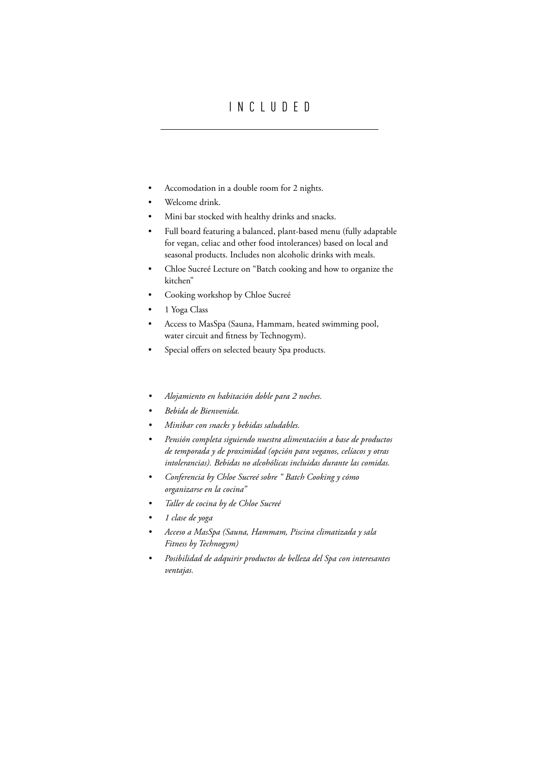# INCLUDED

- Accomodation in a double room for 2 nights.
- Welcome drink.
- Mini bar stocked with healthy drinks and snacks.
- Full board featuring a balanced, plant-based menu (fully adaptable for vegan, celiac and other food intolerances) based on local and seasonal products. Includes non alcoholic drinks with meals.
- Chloe Sucreé Lecture on "Batch cooking and how to organize the kitchen"
- Cooking workshop by Chloe Sucreé
- 1 Yoga Class
- Access to MasSpa (Sauna, Hammam, heated swimming pool, water circuit and fitness by Technogym).
- Special offers on selected beauty Spa products.

- *Alojamiento en habitación doble para 2 noches.*
- *Bebida de Bienvenida.*
- *Minibar con snacks y bebidas saludables.*
- *Pensión completa siguiendo nuestra alimentación a base de productos de temporada y de proximidad (opción para veganos, celíacos y otras intolerancias). Bebidas no alcohólicas incluidas durante las comidas.*
- *Conferencia by Chloe Sucreé sobre " Batch Cooking y cómo organizarse en la cocina"*
- *Taller de cocina by de Chloe Sucreé*
- *1 clase de yoga*
- *Acceso a MasSpa (Sauna, Hammam, Piscina climatizada y sala Fitness by Technogym)*
- *Posibilidad de adquirir productos de belleza del Spa con interesantes ventajas.*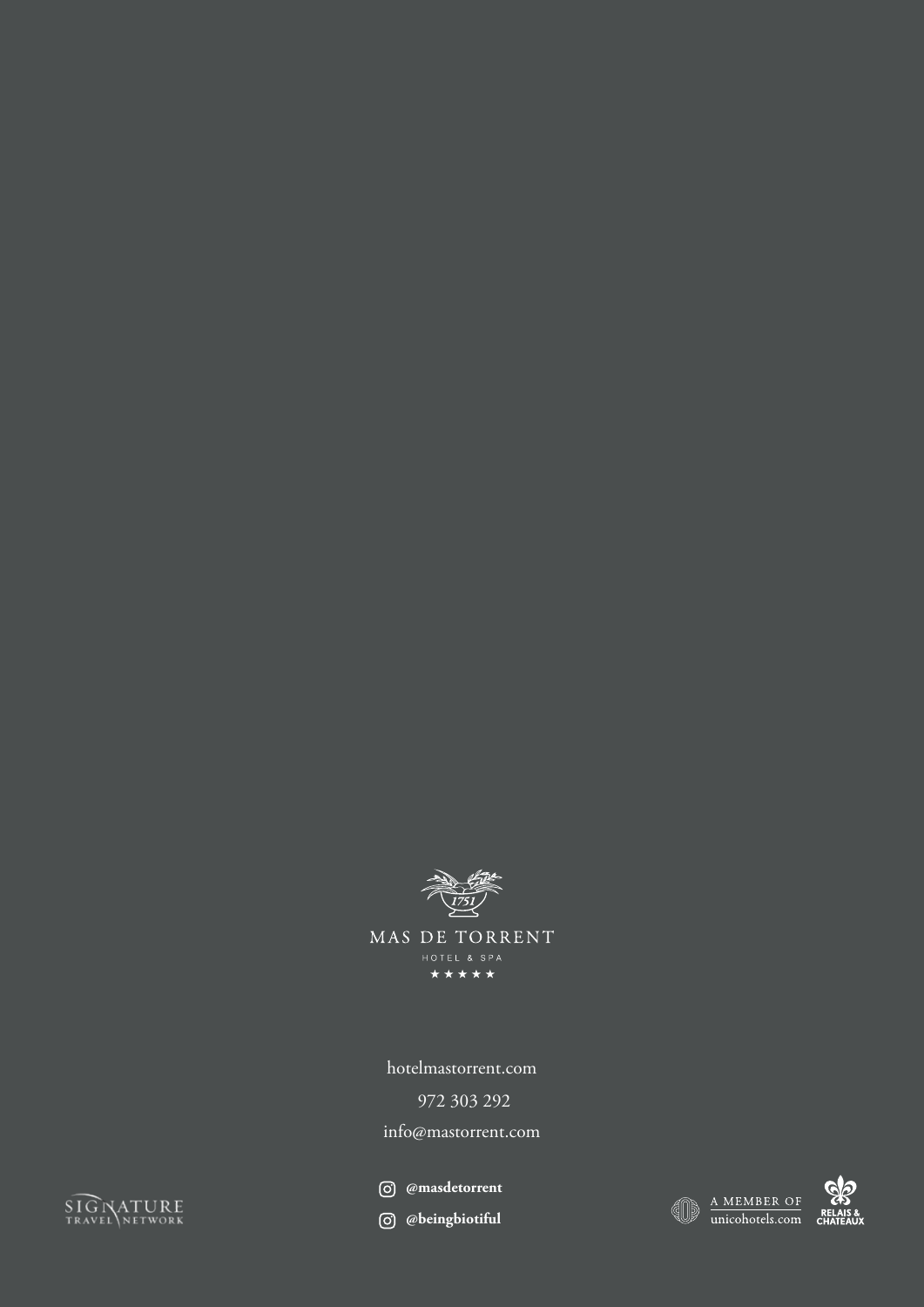1751

MAS DE TORRENT

HOTEL & SPA

★ ★ ★ ★ ★

hotelmastorrent.com

972 303 292

info@mastorrent.com

SIGNATURE TRAVEL NETWORK

**@masdetorrent**

**@beingbiotiful**

A MEMBER OF unicohotels.com

RELAIS & CHATEAUX